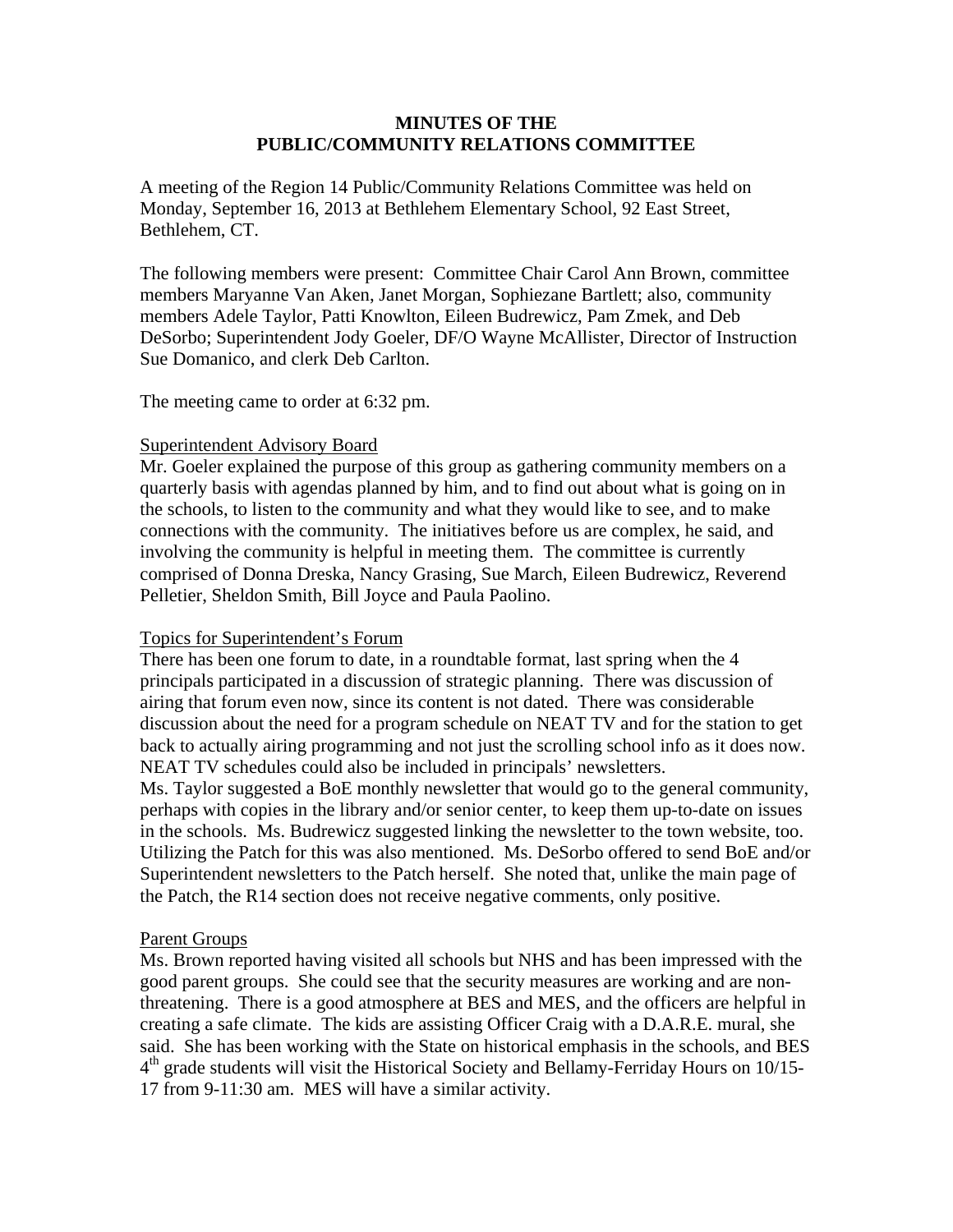# MINUTES OF THE PUBLIC/COMMUNITY RELATIONS COMMITTEE

A meeting of the Region 14 Public/Community Relations Committee was held on Monday, September 16, 2013 at Bethlehem Elementary School, 92 East Street, Bethlehem, CT.

The following members were present: Committee Chair Carol Ann Brown, committee members Maryanne Van Aken, Janet Morgan, Sophiezane Bartlett; also, community members Adele Taylor, Patti Knowlton, Eileen Budrewicz, Pam Zmek, and Deb DeSorbo; Superintendent Jody Goeler, DF/O Wayne McAllister, Director of Instruction Sue Domanico, and clerk Deb Carlton.

The meeting came to order at 6:32 pm.

## Superintendent Advisory Board

Mr. Goeler explained the purpose of this group as gathering community members on a quarterly basis with agendas planned by him, and to find out about what is going on in the schools, to listen to the community and what they would like to see, and to make connections with the community. The initiatives before us are complex, he said, and involving the community is helpful in meeting them. The committee is currently comprised of Donna Dreska, Nancy Grasing, Sue March, Eileen Budrewicz, Reverend Pelletier, Sheldon Smith, Bill Joyce and Paula Paolino.

## Topics for Superintendent's Forum

There has been one forum to date, in a roundtable format, last spring when the 4 principals participated in a discussion of strategic planning. There was discussion of airing that forum even now, since its content is not dated. There was considerable discussion about the need for a program schedule on NEAT TV and for the station to get back to actually airing programming and not just the scrolling school info as it does now. NEAT TV schedules could also be included in principals' newsletters.

Ms. Taylor suggested a BoE monthly newsletter that would go to the general community, perhaps with copies in the library and/or senior center, to keep them up-to-date on issues in the schools. Ms. Budrewicz suggested linking the newsletter to the town website, too. Utilizing the Patch for this was also mentioned. Ms. DeSorbo offered to send BoE and/or Superintendent newsletters to the Patch herself. She noted that, unlike the main page of the Patch, the R14 section does not receive negative comments, only positive.

## Parent Groups

Ms. Brown reported having visited all schools but NHS and has been impressed with the good parent groups. She could see that the security measures are working and are non-threatening. There is a good atmosphere at BES and MES, and the officers are helpful in creating a safe climate. The kids are assisting Officer Craig with a D.A.R.E. mural, she said. She has been working with the State on historical emphasis in the schools, and BES 4th grade students will visit the Historical Society and Bellamy-Ferriday Hours on 10/15-17 from 9-11:30 am. MES will have a similar activity.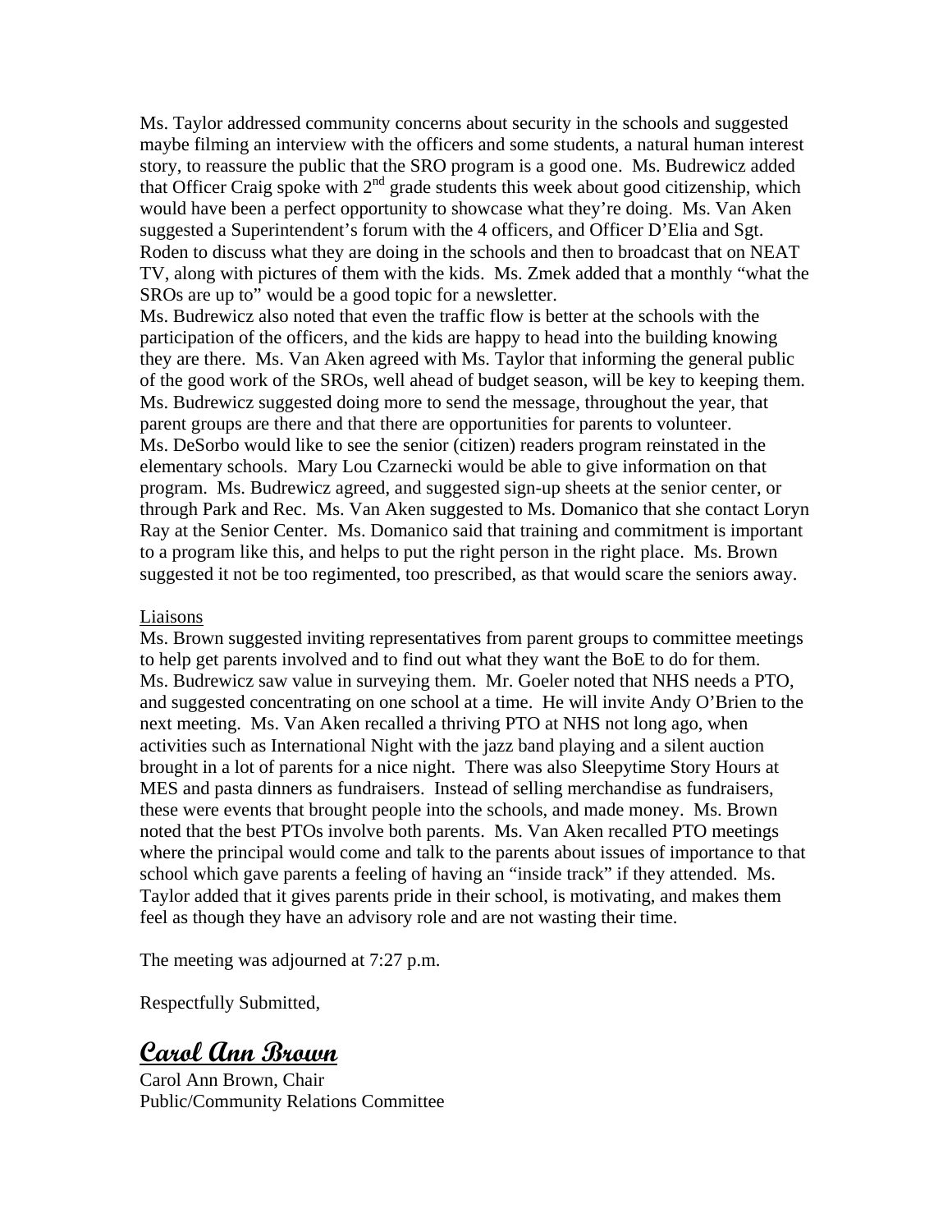Ms. Taylor addressed community concerns about security in the schools and suggested maybe filming an interview with the officers and some students, a natural human interest story, to reassure the public that the SRO program is a good one. Ms. Budrewicz added that Officer Craig spoke with 2nd grade students this week about good citizenship, which would have been a perfect opportunity to showcase what they're doing. Ms. Van Aken suggested a Superintendent's forum with the 4 officers, and Officer D'Elia and Sgt. Roden to discuss what they are doing in the schools and then to broadcast that on NEAT TV, along with pictures of them with the kids. Ms. Zmek added that a monthly "what the SROs are up to" would be a good topic for a newsletter.

Ms. Budrewicz also noted that even the traffic flow is better at the schools with the participation of the officers, and the kids are happy to head into the building knowing they are there. Ms. Van Aken agreed with Ms. Taylor that informing the general public of the good work of the SROs, well ahead of budget season, will be key to keeping them. Ms. Budrewicz suggested doing more to send the message, throughout the year, that parent groups are there and that there are opportunities for parents to volunteer. Ms. DeSorbo would like to see the senior (citizen) readers program reinstated in the elementary schools. Mary Lou Czarnecki would be able to give information on that program. Ms. Budrewicz agreed, and suggested sign-up sheets at the senior center, or through Park and Rec. Ms. Van Aken suggested to Ms. Domanico that she contact Loryn Ray at the Senior Center. Ms. Domanico said that training and commitment is important to a program like this, and helps to put the right person in the right place. Ms. Brown suggested it not be too regimented, too prescribed, as that would scare the seniors away.

Liaisons

Ms. Brown suggested inviting representatives from parent groups to committee meetings to help get parents involved and to find out what they want the BoE to do for them. Ms. Budrewicz saw value in surveying them. Mr. Goeler noted that NHS needs a PTO, and suggested concentrating on one school at a time. He will invite Andy O'Brien to the next meeting. Ms. Van Aken recalled a thriving PTO at NHS not long ago, when activities such as International Night with the jazz band playing and a silent auction brought in a lot of parents for a nice night. There was also Sleepytime Story Hours at MES and pasta dinners as fundraisers. Instead of selling merchandise as fundraisers, these were events that brought people into the schools, and made money. Ms. Brown noted that the best PTOs involve both parents. Ms. Van Aken recalled PTO meetings where the principal would come and talk to the parents about issues of importance to that school which gave parents a feeling of having an "inside track" if they attended. Ms. Taylor added that it gives parents pride in their school, is motivating, and makes them feel as though they have an advisory role and are not wasting their time.

The meeting was adjourned at 7:27 p.m.

Respectfully Submitted,

**Carol Ann Brown**

Carol Ann Brown, Chair
Public/Community Relations Committee